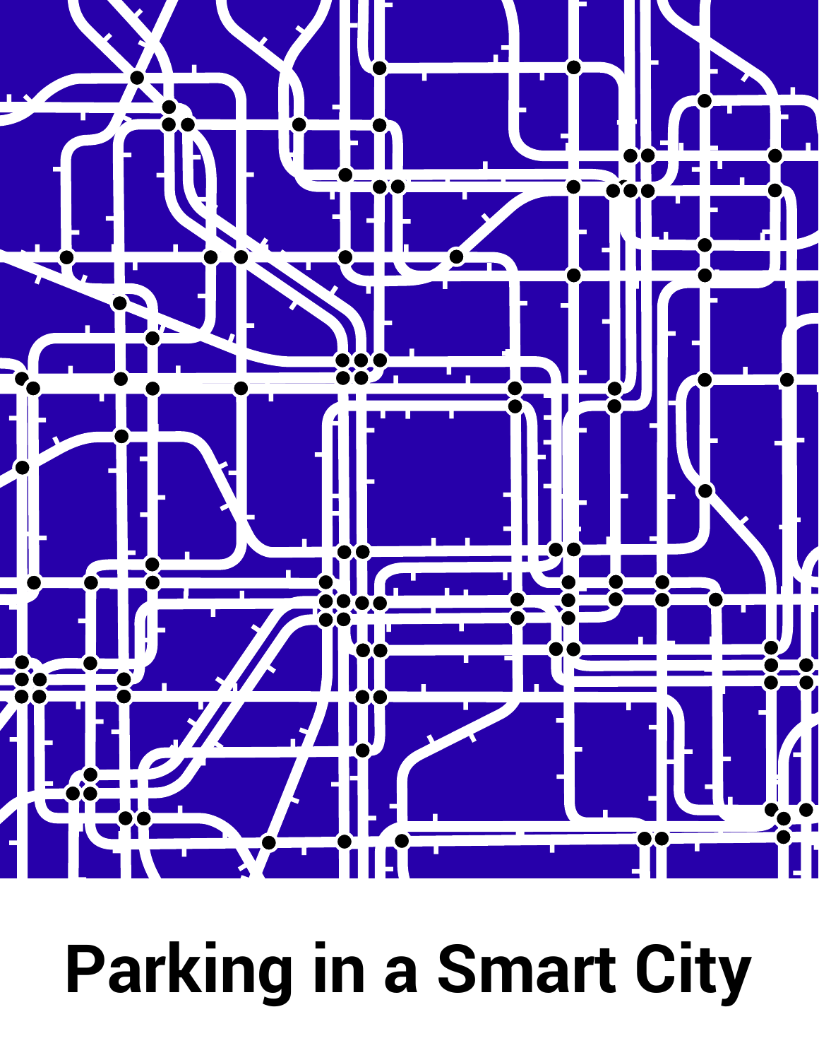# Parking in a Smart City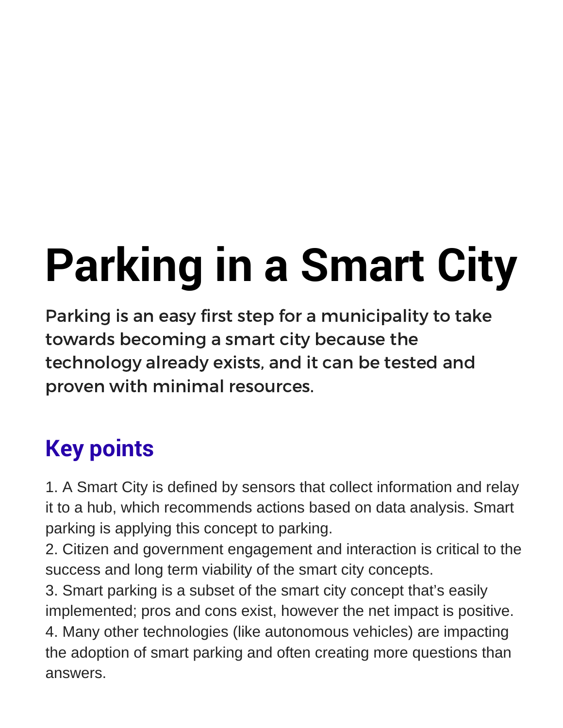# Parking in a Smart City

Parking is an easy first step for a municipality to take towards becoming a smart city because the technology already exists, and it can be tested and proven with minimal resources.

## Key points

1. A Smart City is defined by sensors that collect information and relay it to a hub, which recommends actions based on data analysis. Smart parking is applying this concept to parking.
2. Citizen and government engagement and interaction is critical to the success and long term viability of the smart city concepts.
3. Smart parking is a subset of the smart city concept that's easily implemented; pros and cons exist, however the net impact is positive.
4. Many other technologies (like autonomous vehicles) are impacting the adoption of smart parking and often creating more questions than answers.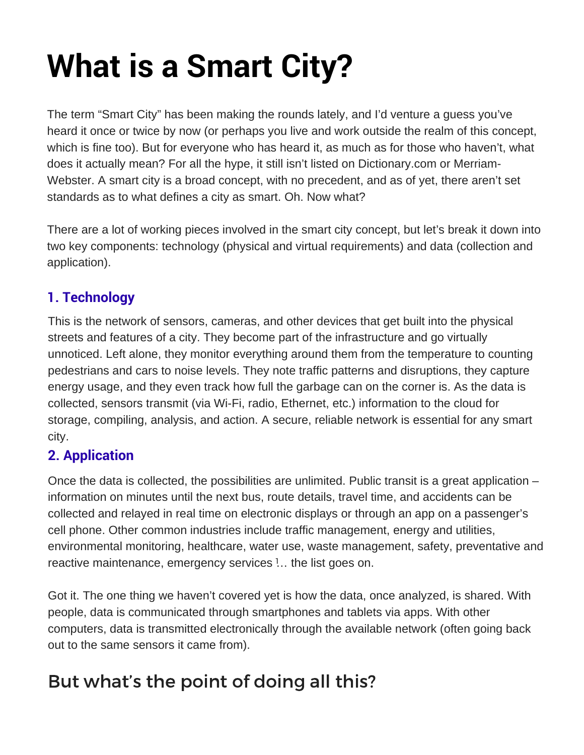# What is a Smart City?

The term "Smart City" has been making the rounds lately, and I'd venture a guess you've heard it once or twice by now (or perhaps you live and work outside the realm of this concept, which is fine too). But for everyone who has heard it, as much as for those who haven't, what does it actually mean? For all the hype, it still isn't listed on Dictionary.com or Merriam-Webster. A smart city is a broad concept, with no precedent, and as of yet, there aren't set standards as to what defines a city as smart. Oh. Now what?

There are a lot of working pieces involved in the smart city concept, but let's break it down into two key components: technology (physical and virtual requirements) and data (collection and application).

### 1. Technology

This is the network of sensors, cameras, and other devices that get built into the physical streets and features of a city. They become part of the infrastructure and go virtually unnoticed. Left alone, they monitor everything around them from the temperature to counting pedestrians and cars to noise levels. They note traffic patterns and disruptions, they capture energy usage, and they even track how full the garbage can on the corner is. As the data is collected, sensors transmit (via Wi-Fi, radio, Ethernet, etc.) information to the cloud for storage, compiling, analysis, and action. A secure, reliable network is essential for any smart city.

### 2. Application

Once the data is collected, the possibilities are unlimited. Public transit is a great application – information on minutes until the next bus, route details, travel time, and accidents can be collected and relayed in real time on electronic displays or through an app on a passenger's cell phone. Other common industries include traffic management, energy and utilities, environmental monitoring, healthcare, water use, waste management, safety, preventative and reactive maintenance, emergency services … the list goes on.

Got it. The one thing we haven't covered yet is how the data, once analyzed, is shared. With people, data is communicated through smartphones and tablets via apps. With other computers, data is transmitted electronically through the available network (often going back out to the same sensors it came from).

## But what's the point of doing all this?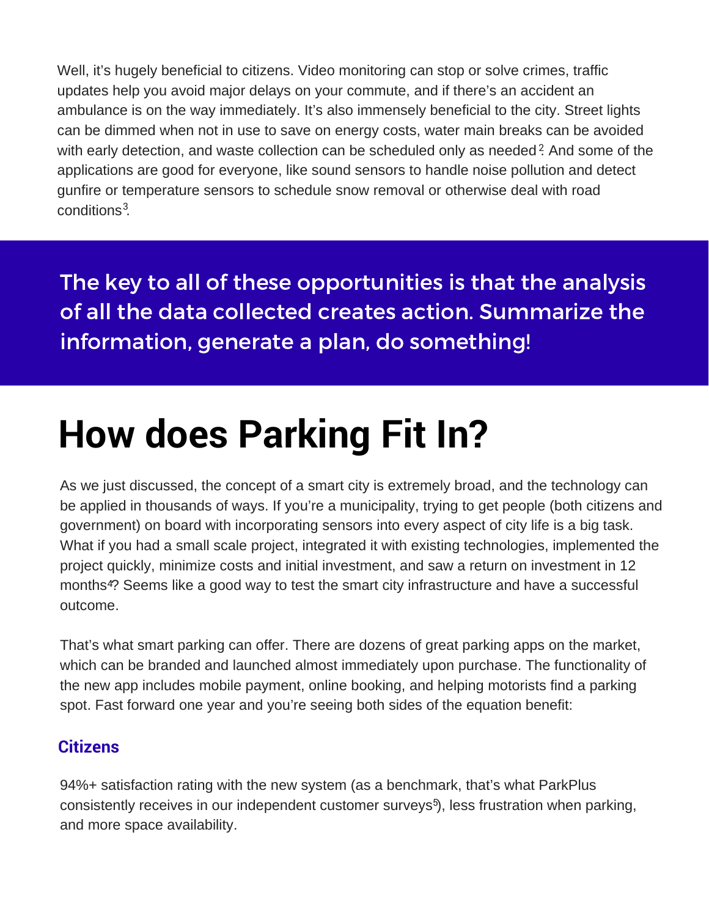Well, it's hugely beneficial to citizens. Video monitoring can stop or solve crimes, traffic updates help you avoid major delays on your commute, and if there's an accident an ambulance is on the way immediately. It's also immensely beneficial to the city. Street lights can be dimmed when not in use to save on energy costs, water main breaks can be avoided with early detection, and waste collection can be scheduled only as needed[2]. And some of the applications are good for everyone, like sound sensors to handle noise pollution and detect gunfire or temperature sensors to schedule snow removal or otherwise deal with road conditions[3].

**The key to all of these opportunities is that the analysis of all the data collected creates action. Summarize the information, generate a plan, do something!**

# How does Parking Fit In?

As we just discussed, the concept of a smart city is extremely broad, and the technology can be applied in thousands of ways. If you're a municipality, trying to get people (both citizens and government) on board with incorporating sensors into every aspect of city life is a big task. What if you had a small scale project, integrated it with existing technologies, implemented the project quickly, minimize costs and initial investment, and saw a return on investment in 12 months[4]? Seems like a good way to test the smart city infrastructure and have a successful outcome.

That's what smart parking can offer. There are dozens of great parking apps on the market, which can be branded and launched almost immediately upon purchase. The functionality of the new app includes mobile payment, online booking, and helping motorists find a parking spot. Fast forward one year and you're seeing both sides of the equation benefit:

### Citizens

94%+ satisfaction rating with the new system (as a benchmark, that's what ParkPlus consistently receives in our independent customer surveys[5]), less frustration when parking, and more space availability.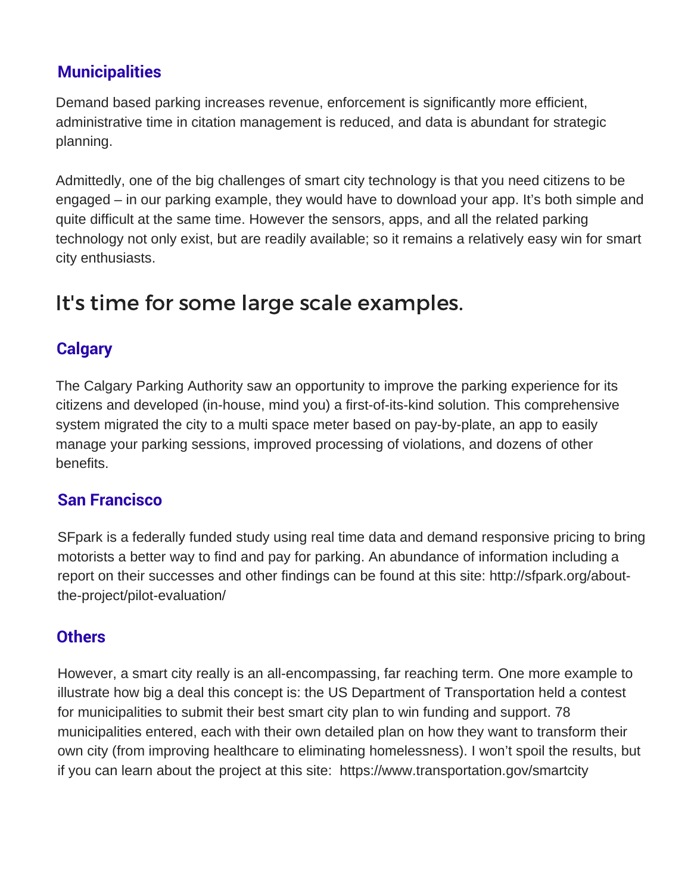### Municipalities

Demand based parking increases revenue, enforcement is significantly more efficient, administrative time in citation management is reduced, and data is abundant for strategic planning.

Admittedly, one of the big challenges of smart city technology is that you need citizens to be engaged – in our parking example, they would have to download your app. It's both simple and quite difficult at the same time. However the sensors, apps, and all the related parking technology not only exist, but are readily available; so it remains a relatively easy win for smart city enthusiasts.

## It's time for some large scale examples.

### Calgary

The Calgary Parking Authority saw an opportunity to improve the parking experience for its citizens and developed (in-house, mind you) a first-of-its-kind solution. This comprehensive system migrated the city to a multi space meter based on pay-by-plate, an app to easily manage your parking sessions, improved processing of violations, and dozens of other benefits.

### San Francisco

SFpark is a federally funded study using real time data and demand responsive pricing to bring motorists a better way to find and pay for parking. An abundance of information including a report on their successes and other findings can be found at this site: http://sfpark.org/about-the-project/pilot-evaluation/

### Others

However, a smart city really is an all-encompassing, far reaching term. One more example to illustrate how big a deal this concept is: the US Department of Transportation held a contest for municipalities to submit their best smart city plan to win funding and support. 78 municipalities entered, each with their own detailed plan on how they want to transform their own city (from improving healthcare to eliminating homelessness). I won't spoil the results, but if you can learn about the project at this site: https://www.transportation.gov/smartcity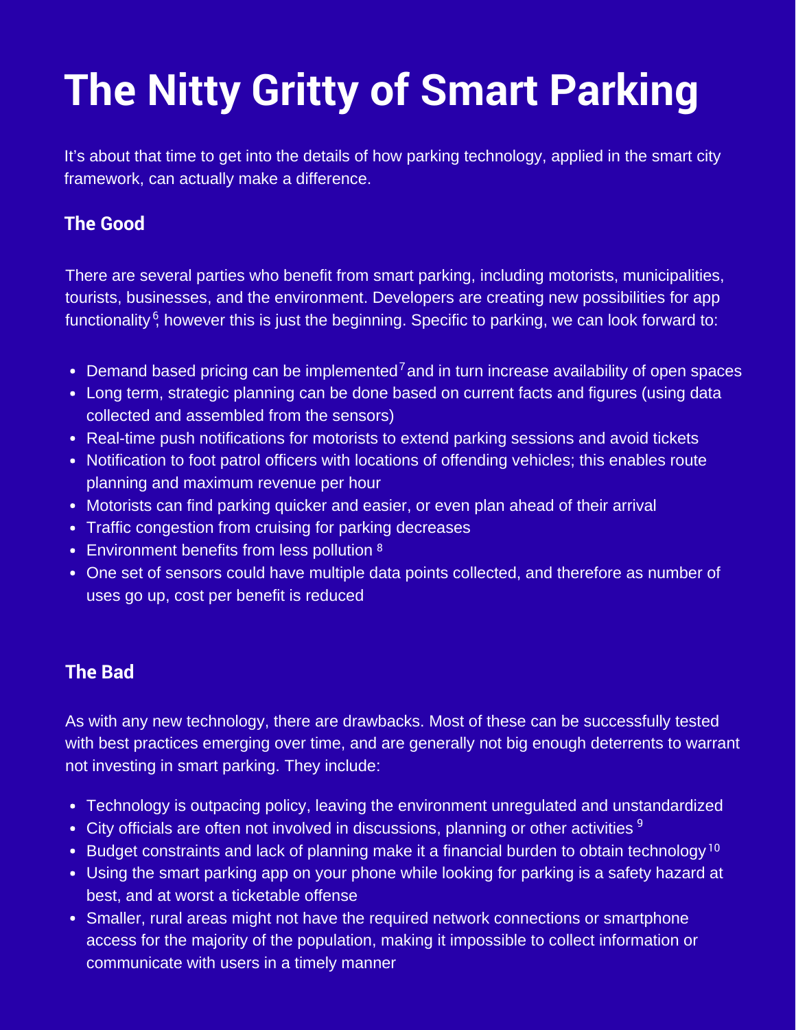# The Nitty Gritty of Smart Parking

It's about that time to get into the details of how parking technology, applied in the smart city framework, can actually make a difference.

## The Good

There are several parties who benefit from smart parking, including motorists, municipalities, tourists, businesses, and the environment. Developers are creating new possibilities for app functionality[6], however this is just the beginning. Specific to parking, we can look forward to:

- Demand based pricing can be implemented[7] and in turn increase availability of open spaces
- Long term, strategic planning can be done based on current facts and figures (using data collected and assembled from the sensors)
- Real-time push notifications for motorists to extend parking sessions and avoid tickets
- Notification to foot patrol officers with locations of offending vehicles; this enables route planning and maximum revenue per hour
- Motorists can find parking quicker and easier, or even plan ahead of their arrival
- Traffic congestion from cruising for parking decreases
- Environment benefits from less pollution [8]
- One set of sensors could have multiple data points collected, and therefore as number of uses go up, cost per benefit is reduced

## The Bad

As with any new technology, there are drawbacks. Most of these can be successfully tested with best practices emerging over time, and are generally not big enough deterrents to warrant not investing in smart parking. They include:

- Technology is outpacing policy, leaving the environment unregulated and unstandardized
- City officials are often not involved in discussions, planning or other activities [9]
- Budget constraints and lack of planning make it a financial burden to obtain technology[10]
- Using the smart parking app on your phone while looking for parking is a safety hazard at best, and at worst a ticketable offense
- Smaller, rural areas might not have the required network connections or smartphone access for the majority of the population, making it impossible to collect information or communicate with users in a timely manner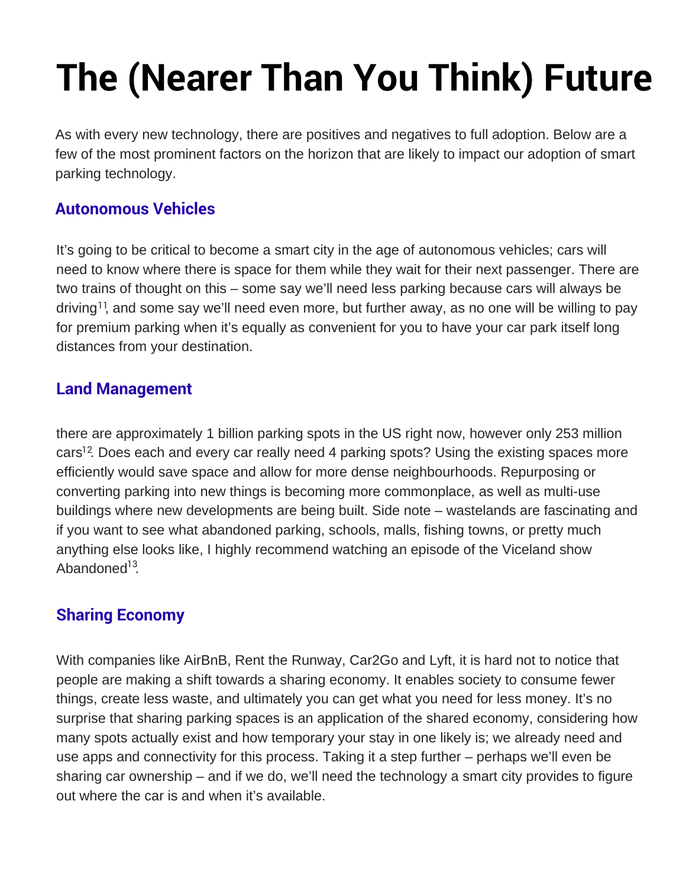# The (Nearer Than You Think) Future

As with every new technology, there are positives and negatives to full adoption. Below are a few of the most prominent factors on the horizon that are likely to impact our adoption of smart parking technology.

## Autonomous Vehicles

It's going to be critical to become a smart city in the age of autonomous vehicles; cars will need to know where there is space for them while they wait for their next passenger. There are two trains of thought on this – some say we'll need less parking because cars will always be driving[11], and some say we'll need even more, but further away, as no one will be willing to pay for premium parking when it's equally as convenient for you to have your car park itself long distances from your destination.

## Land Management

there are approximately 1 billion parking spots in the US right now, however only 253 million cars[12]. Does each and every car really need 4 parking spots? Using the existing spaces more efficiently would save space and allow for more dense neighbourhoods. Repurposing or converting parking into new things is becoming more commonplace, as well as multi-use buildings where new developments are being built. Side note – wastelands are fascinating and if you want to see what abandoned parking, schools, malls, fishing towns, or pretty much anything else looks like, I highly recommend watching an episode of the Viceland show Abandoned[13].

## Sharing Economy

With companies like AirBnB, Rent the Runway, Car2Go and Lyft, it is hard not to notice that people are making a shift towards a sharing economy. It enables society to consume fewer things, create less waste, and ultimately you can get what you need for less money. It's no surprise that sharing parking spaces is an application of the shared economy, considering how many spots actually exist and how temporary your stay in one likely is; we already need and use apps and connectivity for this process. Taking it a step further – perhaps we'll even be sharing car ownership – and if we do, we'll need the technology a smart city provides to figure out where the car is and when it's available.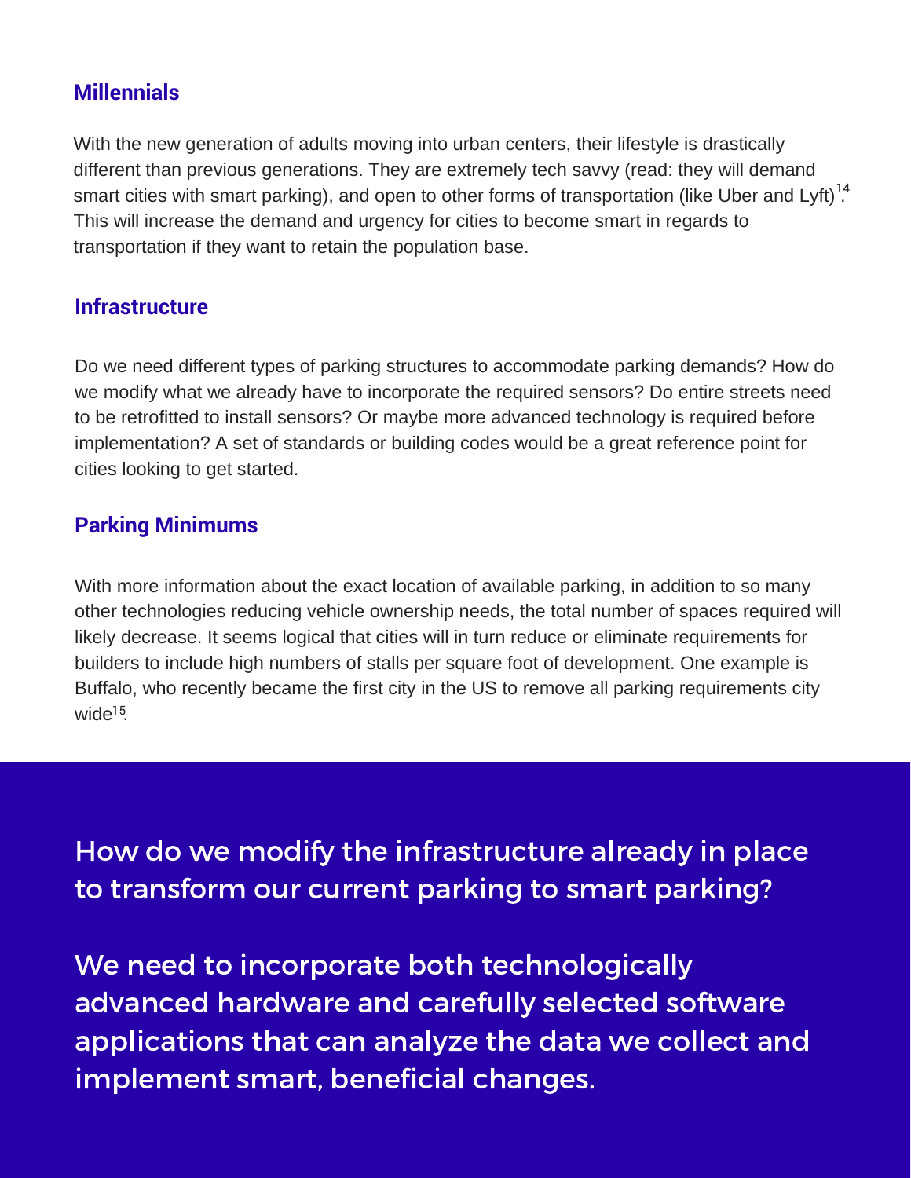## Millennials

With the new generation of adults moving into urban centers, their lifestyle is drastically different than previous generations. They are extremely tech savvy (read: they will demand smart cities with smart parking), and open to other forms of transportation (like Uber and Lyft)[14]. This will increase the demand and urgency for cities to become smart in regards to transportation if they want to retain the population base.

## Infrastructure

Do we need different types of parking structures to accommodate parking demands? How do we modify what we already have to incorporate the required sensors? Do entire streets need to be retrofitted to install sensors? Or maybe more advanced technology is required before implementation? A set of standards or building codes would be a great reference point for cities looking to get started.

## Parking Minimums

With more information about the exact location of available parking, in addition to so many other technologies reducing vehicle ownership needs, the total number of spaces required will likely decrease. It seems logical that cities will in turn reduce or eliminate requirements for builders to include high numbers of stalls per square foot of development. One example is Buffalo, who recently became the first city in the US to remove all parking requirements city wide[15].

How do we modify the infrastructure already in place to transform our current parking to smart parking?

We need to incorporate both technologically advanced hardware and carefully selected software applications that can analyze the data we collect and implement smart, beneficial changes.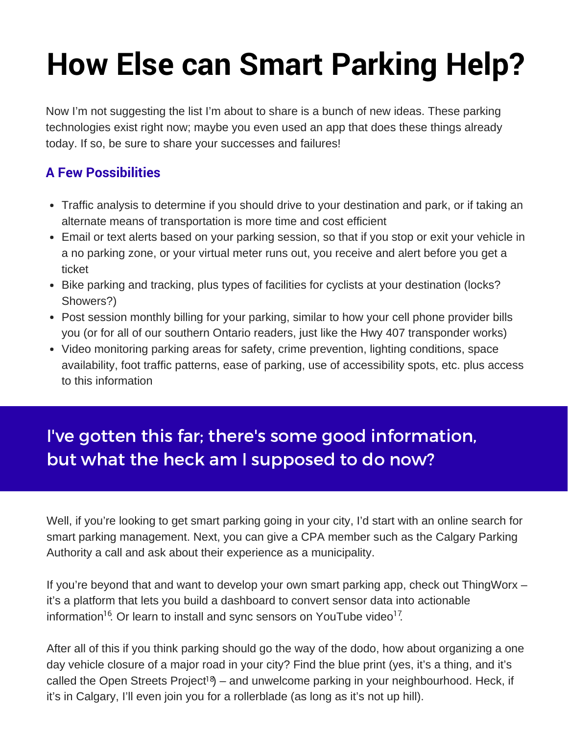# How Else can Smart Parking Help?

Now I'm not suggesting the list I'm about to share is a bunch of new ideas. These parking technologies exist right now; maybe you even used an app that does these things already today. If so, be sure to share your successes and failures!

### A Few Possibilities

- Traffic analysis to determine if you should drive to your destination and park, or if taking an alternate means of transportation is more time and cost efficient
- Email or text alerts based on your parking session, so that if you stop or exit your vehicle in a no parking zone, or your virtual meter runs out, you receive and alert before you get a ticket
- Bike parking and tracking, plus types of facilities for cyclists at your destination (locks? Showers?)
- Post session monthly billing for your parking, similar to how your cell phone provider bills you (or for all of our southern Ontario readers, just like the Hwy 407 transponder works)
- Video monitoring parking areas for safety, crime prevention, lighting conditions, space availability, foot traffic patterns, ease of parking, use of accessibility spots, etc. plus access to this information

## I've gotten this far; there's some good information, but what the heck am I supposed to do now?

Well, if you're looking to get smart parking going in your city, I'd start with an online search for smart parking management. Next, you can give a CPA member such as the Calgary Parking Authority a call and ask about their experience as a municipality.

If you're beyond that and want to develop your own smart parking app, check out ThingWorx – it's a platform that lets you build a dashboard to convert sensor data into actionable information[16]. Or learn to install and sync sensors on YouTube video[17].

After all of this if you think parking should go the way of the dodo, how about organizing a one day vehicle closure of a major road in your city? Find the blue print (yes, it's a thing, and it's called the Open Streets Project[18]) – and unwelcome parking in your neighbourhood. Heck, if it's in Calgary, I'll even join you for a rollerblade (as long as it's not up hill).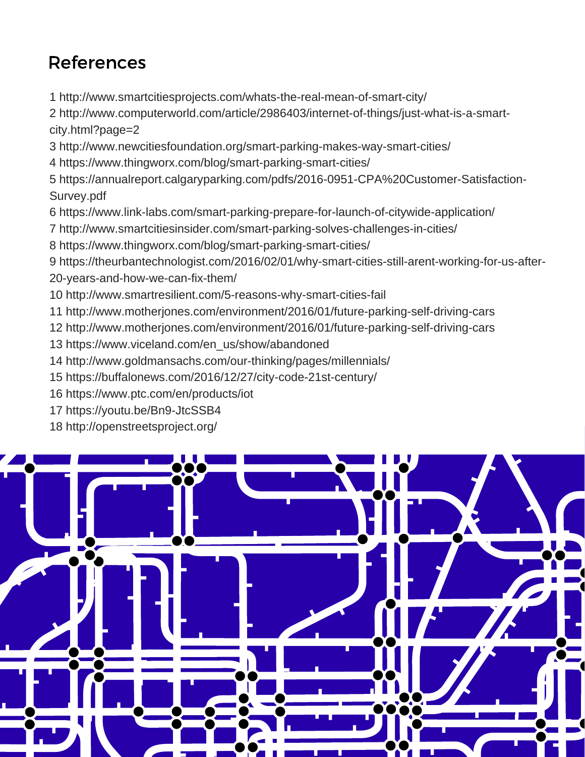## References

1 http://www.smartcitiesprojects.com/whats-the-real-mean-of-smart-city/

2 http://www.computerworld.com/article/2986403/internet-of-things/just-what-is-a-smart-city.html?page=2

3 http://www.newcitiesfoundation.org/smart-parking-makes-way-smart-cities/

4 https://www.thingworx.com/blog/smart-parking-smart-cities/

5 https://annualreport.calgaryparking.com/pdfs/2016-0951-CPA%20Customer-Satisfaction-Survey.pdf

6 https://www.link-labs.com/smart-parking-prepare-for-launch-of-citywide-application/

7 http://www.smartcitiesinsider.com/smart-parking-solves-challenges-in-cities/

8 https://www.thingworx.com/blog/smart-parking-smart-cities/

9 https://theurbantechnologist.com/2016/02/01/why-smart-cities-still-arent-working-for-us-after-20-years-and-how-we-can-fix-them/

10 http://www.smartresilient.com/5-reasons-why-smart-cities-fail

11 http://www.motherjones.com/environment/2016/01/future-parking-self-driving-cars

12 http://www.motherjones.com/environment/2016/01/future-parking-self-driving-cars

13 https://www.viceland.com/en_us/show/abandoned

14 http://www.goldmansachs.com/our-thinking/pages/millennials/

15 https://buffalonews.com/2016/12/27/city-code-21st-century/

16 https://www.ptc.com/en/products/iot

17 https://youtu.be/Bn9-JtcSSB4

18 http://openstreetsproject.org/